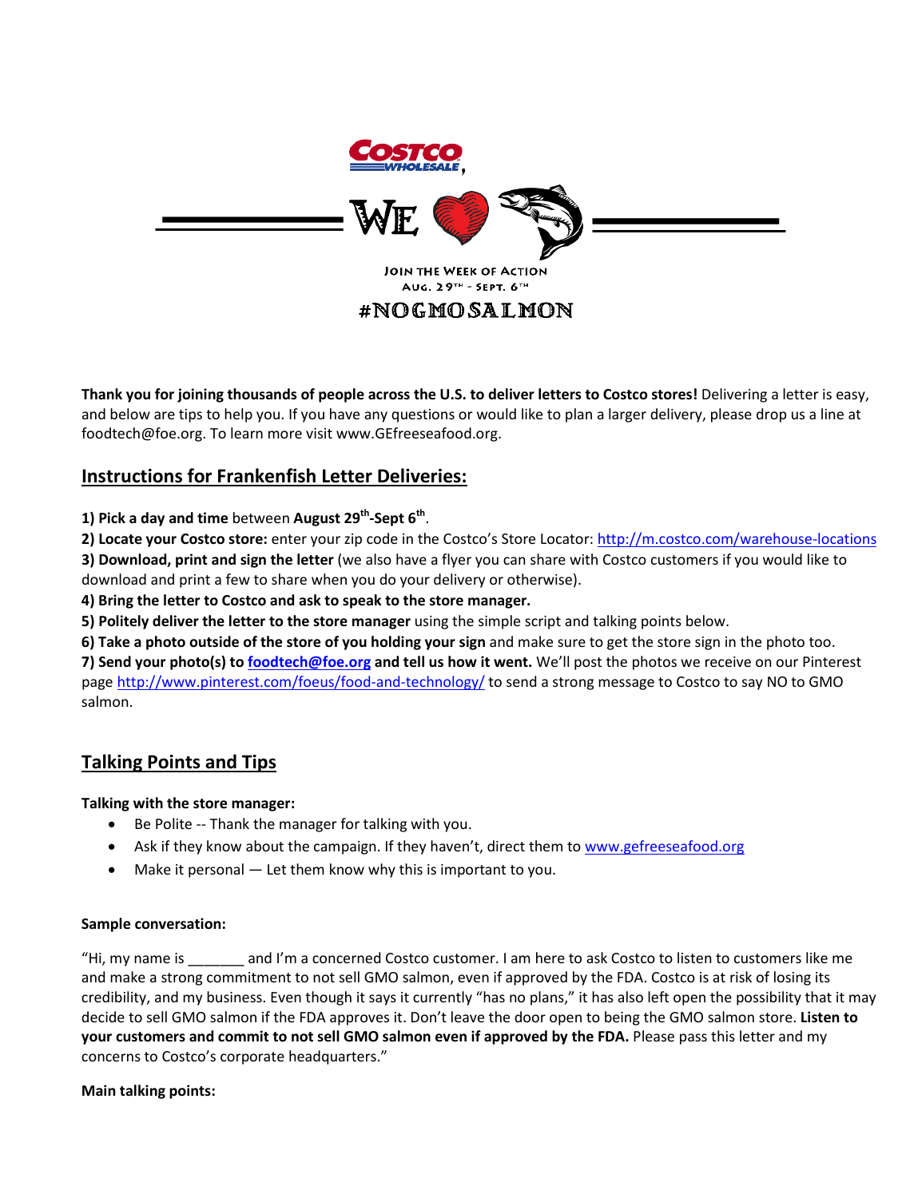Costco Wholesale,

We ❤ [salmon]

Join the Week of Action
Aug. 29th - Sept. 6th

#NOGMOSALMON

**Thank you for joining thousands of people across the U.S. to deliver letters to Costco stores!** Delivering a letter is easy, and below are tips to help you. If you have any questions or would like to plan a larger delivery, please drop us a line at foodtech@foe.org. To learn more visit www.GEfreeseafood.org.

## Instructions for Frankenfish Letter Deliveries:

**1) Pick a day and time** between **August 29th-Sept 6th**.
**2) Locate your Costco store:** enter your zip code in the Costco's Store Locator: http://m.costco.com/warehouse-locations
**3) Download, print and sign the letter** (we also have a flyer you can share with Costco customers if you would like to download and print a few to share when you do your delivery or otherwise).
**4) Bring the letter to Costco and ask to speak to the store manager.**
**5) Politely deliver the letter to the store manager** using the simple script and talking points below.
**6) Take a photo outside of the store of you holding your sign** and make sure to get the store sign in the photo too.
**7) Send your photo(s) to foodtech@foe.org and tell us how it went.** We'll post the photos we receive on our Pinterest page http://www.pinterest.com/foeus/food-and-technology/ to send a strong message to Costco to say NO to GMO salmon.

## Talking Points and Tips

**Talking with the store manager:**

- Be Polite -- Thank the manager for talking with you.
- Ask if they know about the campaign. If they haven't, direct them to www.gefreeseafood.org
- Make it personal — Let them know why this is important to you.

**Sample conversation:**

"Hi, my name is _______ and I'm a concerned Costco customer. I am here to ask Costco to listen to customers like me and make a strong commitment to not sell GMO salmon, even if approved by the FDA. Costco is at risk of losing its credibility, and my business. Even though it says it currently "has no plans," it has also left open the possibility that it may decide to sell GMO salmon if the FDA approves it. Don't leave the door open to being the GMO salmon store. **Listen to your customers and commit to not sell GMO salmon even if approved by the FDA.** Please pass this letter and my concerns to Costco's corporate headquarters."

**Main talking points:**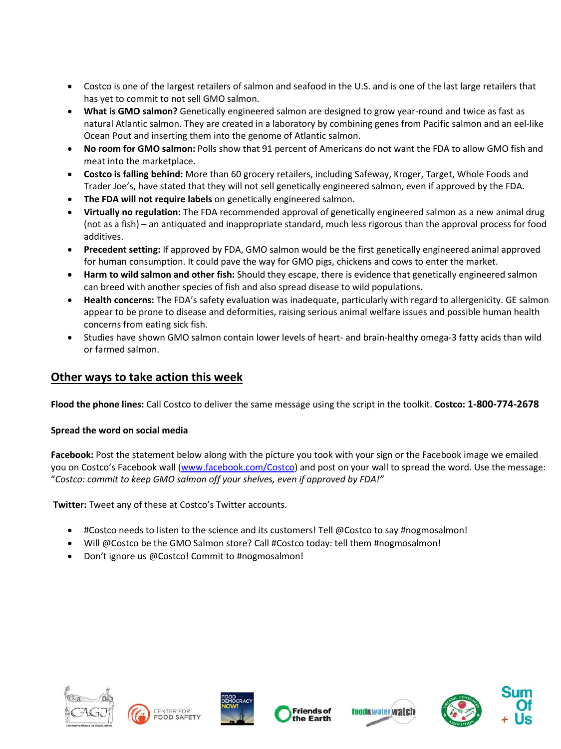- Costco is one of the largest retailers of salmon and seafood in the U.S. and is one of the last large retailers that has yet to commit to not sell GMO salmon.
- **What is GMO salmon?** Genetically engineered salmon are designed to grow year-round and twice as fast as natural Atlantic salmon. They are created in a laboratory by combining genes from Pacific salmon and an eel-like Ocean Pout and inserting them into the genome of Atlantic salmon.
- **No room for GMO salmon:** Polls show that 91 percent of Americans do not want the FDA to allow GMO fish and meat into the marketplace.
- **Costco is falling behind:** More than 60 grocery retailers, including Safeway, Kroger, Target, Whole Foods and Trader Joe's, have stated that they will not sell genetically engineered salmon, even if approved by the FDA.
- **The FDA will not require labels** on genetically engineered salmon.
- **Virtually no regulation:** The FDA recommended approval of genetically engineered salmon as a new animal drug (not as a fish) – an antiquated and inappropriate standard, much less rigorous than the approval process for food additives.
- **Precedent setting:** If approved by FDA, GMO salmon would be the first genetically engineered animal approved for human consumption. It could pave the way for GMO pigs, chickens and cows to enter the market.
- **Harm to wild salmon and other fish:** Should they escape, there is evidence that genetically engineered salmon can breed with another species of fish and also spread disease to wild populations.
- **Health concerns:** The FDA's safety evaluation was inadequate, particularly with regard to allergenicity. GE salmon appear to be prone to disease and deformities, raising serious animal welfare issues and possible human health concerns from eating sick fish.
- Studies have shown GMO salmon contain lower levels of heart- and brain-healthy omega-3 fatty acids than wild or farmed salmon.

## Other ways to take action this week

**Flood the phone lines:** Call Costco to deliver the same message using the script in the toolkit. **Costco: 1-800-774-2678**

**Spread the word on social media**

**Facebook:** Post the statement below along with the picture you took with your sign or the Facebook image we emailed you on Costco's Facebook wall (www.facebook.com/Costco) and post on your wall to spread the word. Use the message: "*Costco: commit to keep GMO salmon off your shelves, even if approved by FDA!*"

**Twitter:** Tweet any of these at Costco's Twitter accounts.

- #Costco needs to listen to the science and its customers! Tell @Costco to say #nogmosalmon!
- Will @Costco be the GMO Salmon store? Call #Costco today: tell them #nogmosalmon!
- Don't ignore us @Costco! Commit to #nogmosalmon!

CAGJ Community Alliance for Global Justice | CENTER FOR FOOD SAFETY | FOOD DEMOCRACY NOW! | Friends of the Earth | food&water watch | Organic Consumers Association | Sum Of Us